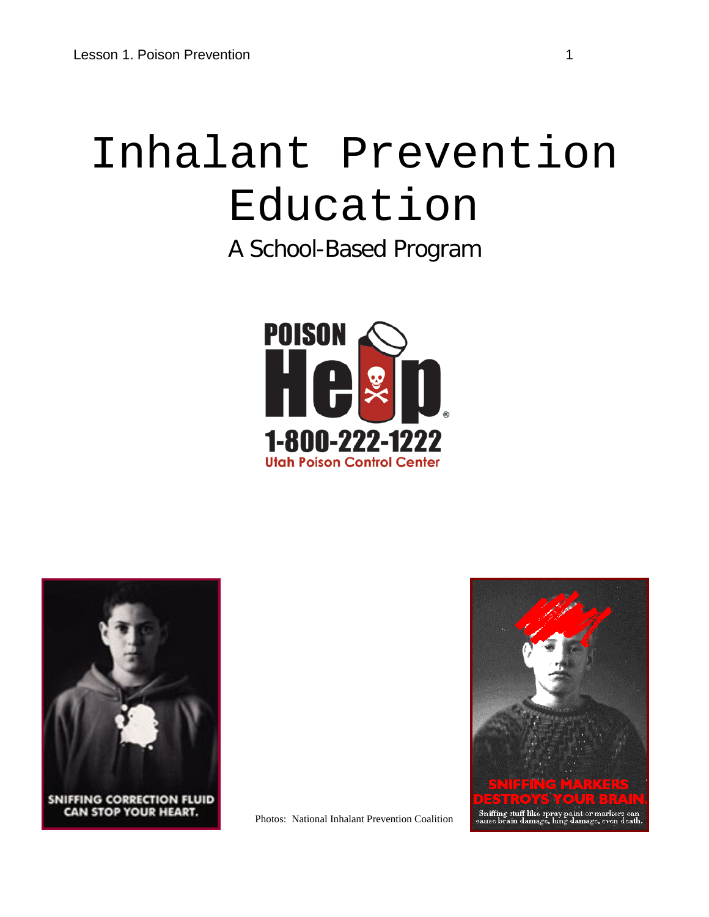# Inhalant Prevention Education

## A School-Based Program

POISON Help

1-800-222-1222

Utah Poison Control Center

SNIFFING CORRECTION FLUID CAN STOP YOUR HEART.

SNIFFING MARKERS DESTROYS YOUR BRAIN.

Sniffing stuff like spray paint or markers can cause brain damage, lung damage, even death.

Photos: National Inhalant Prevention Coalition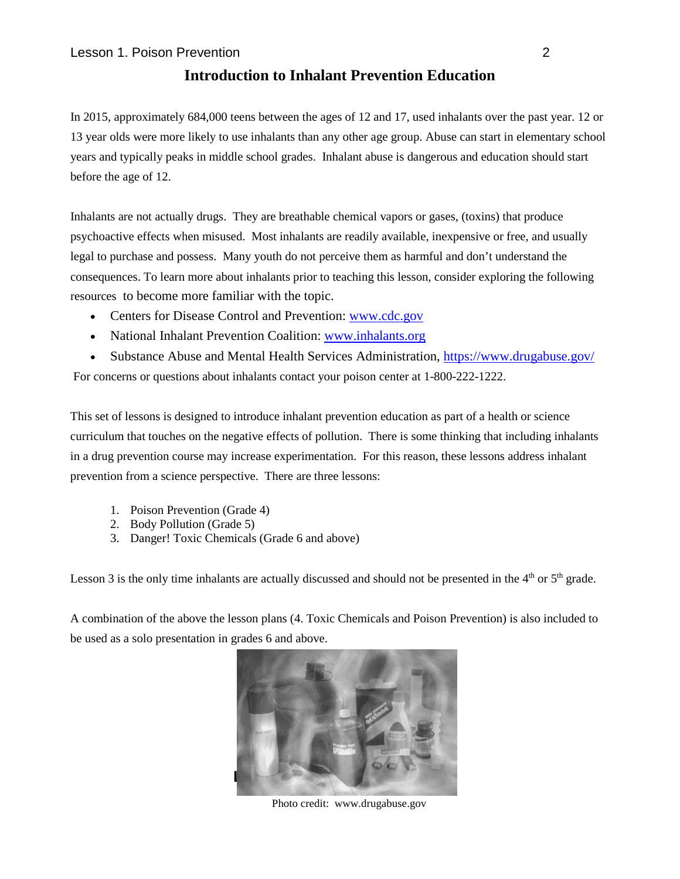# Introduction to Inhalant Prevention Education

In 2015, approximately 684,000 teens between the ages of 12 and 17, used inhalants over the past year. 12 or 13 year olds were more likely to use inhalants than any other age group. Abuse can start in elementary school years and typically peaks in middle school grades. Inhalant abuse is dangerous and education should start before the age of 12.

Inhalants are not actually drugs. They are breathable chemical vapors or gases, (toxins) that produce psychoactive effects when misused. Most inhalants are readily available, inexpensive or free, and usually legal to purchase and possess. Many youth do not perceive them as harmful and don't understand the consequences. To learn more about inhalants prior to teaching this lesson, consider exploring the following resources to become more familiar with the topic.

- Centers for Disease Control and Prevention: www.cdc.gov
- National Inhalant Prevention Coalition: www.inhalants.org
- Substance Abuse and Mental Health Services Administration, https://www.drugabuse.gov/

For concerns or questions about inhalants contact your poison center at 1-800-222-1222.

This set of lessons is designed to introduce inhalant prevention education as part of a health or science curriculum that touches on the negative effects of pollution. There is some thinking that including inhalants in a drug prevention course may increase experimentation. For this reason, these lessons address inhalant prevention from a science perspective. There are three lessons:

1. Poison Prevention (Grade 4)
2. Body Pollution (Grade 5)
3. Danger! Toxic Chemicals (Grade 6 and above)

Lesson 3 is the only time inhalants are actually discussed and should not be presented in the 4th or 5th grade.

A combination of the above the lesson plans (4. Toxic Chemicals and Poison Prevention) is also included to be used as a solo presentation in grades 6 and above.

Photo credit: www.drugabuse.gov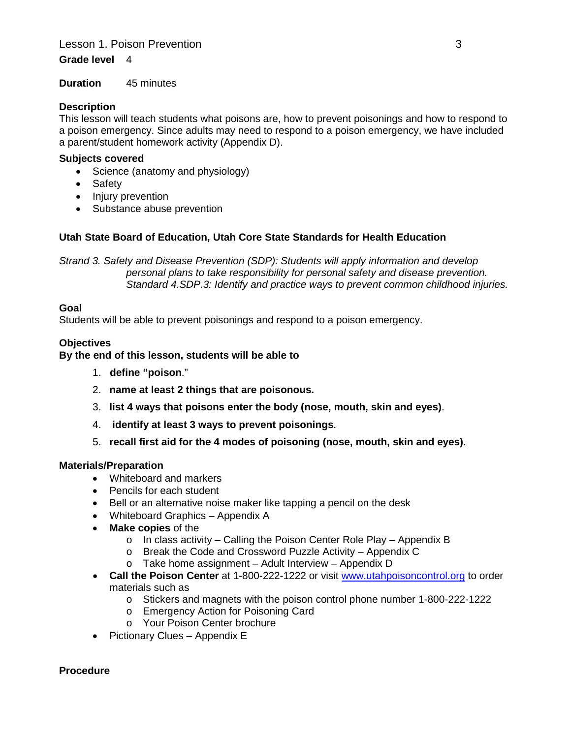**Grade level** 4

**Duration** 45 minutes

**Description**
This lesson will teach students what poisons are, how to prevent poisonings and how to respond to a poison emergency. Since adults may need to respond to a poison emergency, we have included a parent/student homework activity (Appendix D).

**Subjects covered**
- Science (anatomy and physiology)
- Safety
- Injury prevention
- Substance abuse prevention

**Utah State Board of Education, Utah Core State Standards for Health Education**

*Strand 3. Safety and Disease Prevention (SDP): Students will apply information and develop personal plans to take responsibility for personal safety and disease prevention.*
*Standard 4.SDP.3: Identify and practice ways to prevent common childhood injuries.*

**Goal**
Students will be able to prevent poisonings and respond to a poison emergency.

**Objectives**
**By the end of this lesson, students will be able to**

1. **define "poison**."
2. **name at least 2 things that are poisonous.**
3. **list 4 ways that poisons enter the body (nose, mouth, skin and eyes)**.
4. **identify at least 3 ways to prevent poisonings**.
5. **recall first aid for the 4 modes of poisoning (nose, mouth, skin and eyes)**.

**Materials/Preparation**
- Whiteboard and markers
- Pencils for each student
- Bell or an alternative noise maker like tapping a pencil on the desk
- Whiteboard Graphics – Appendix A
- **Make copies** of the
  - In class activity – Calling the Poison Center Role Play – Appendix B
  - Break the Code and Crossword Puzzle Activity – Appendix C
  - Take home assignment – Adult Interview – Appendix D
- **Call the Poison Center** at 1-800-222-1222 or visit www.utahpoisoncontrol.org to order materials such as
  - Stickers and magnets with the poison control phone number 1-800-222-1222
  - Emergency Action for Poisoning Card
  - Your Poison Center brochure
- Pictionary Clues – Appendix E

**Procedure**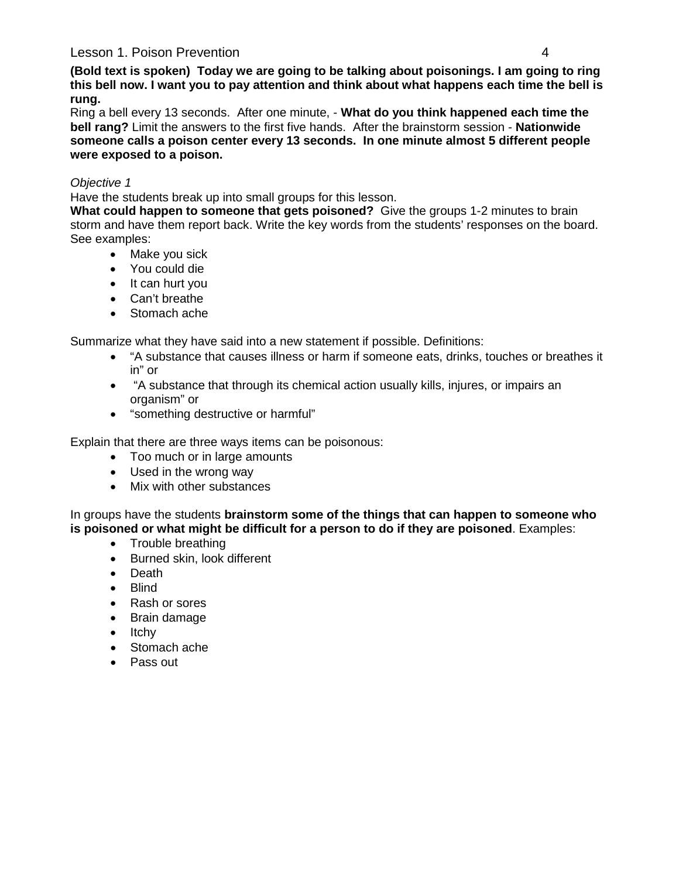**(Bold text is spoken) Today we are going to be talking about poisonings. I am going to ring this bell now. I want you to pay attention and think about what happens each time the bell is rung.**

Ring a bell every 13 seconds. After one minute, - **What do you think happened each time the bell rang?** Limit the answers to the first five hands. After the brainstorm session - **Nationwide someone calls a poison center every 13 seconds. In one minute almost 5 different people were exposed to a poison.**

*Objective 1*

Have the students break up into small groups for this lesson.

**What could happen to someone that gets poisoned?** Give the groups 1-2 minutes to brain storm and have them report back. Write the key words from the students' responses on the board. See examples:

- Make you sick
- You could die
- It can hurt you
- Can't breathe
- Stomach ache

Summarize what they have said into a new statement if possible. Definitions:

- "A substance that causes illness or harm if someone eats, drinks, touches or breathes it in" or
- "A substance that through its chemical action usually kills, injures, or impairs an organism" or
- "something destructive or harmful"

Explain that there are three ways items can be poisonous:

- Too much or in large amounts
- Used in the wrong way
- Mix with other substances

In groups have the students **brainstorm some of the things that can happen to someone who is poisoned or what might be difficult for a person to do if they are poisoned**. Examples:

- Trouble breathing
- Burned skin, look different
- Death
- Blind
- Rash or sores
- Brain damage
- Itchy
- Stomach ache
- Pass out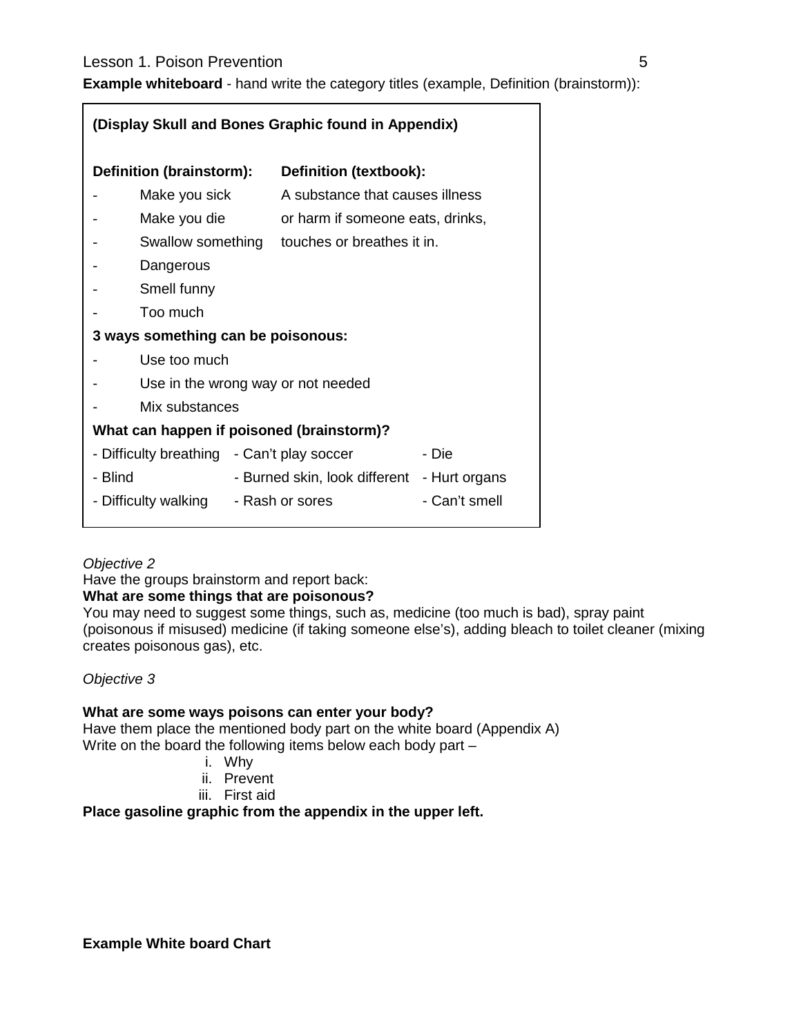**Example whiteboard** - hand write the category titles (example, Definition (brainstorm)):

**(Display Skull and Bones Graphic found in Appendix)**

| **Definition (brainstorm):** | **Definition (textbook):** |
|---|---|
| - Make you sick | A substance that causes illness |
| - Make you die | or harm if someone eats, drinks, |
| - Swallow something | touches or breathes it in. |
| - Dangerous | |
| - Smell funny | |
| - Too much | |

**3 ways something can be poisonous:**

- Use too much
- Use in the wrong way or not needed
- Mix substances

**What can happen if poisoned (brainstorm)?**

| | | |
|---|---|---|
| - Difficulty breathing | - Can't play soccer | - Die |
| - Blind | - Burned skin, look different | - Hurt organs |
| - Difficulty walking | - Rash or sores | - Can't smell |

*Objective 2*

Have the groups brainstorm and report back:

**What are some things that are poisonous?**

You may need to suggest some things, such as, medicine (too much is bad), spray paint (poisonous if misused) medicine (if taking someone else's), adding bleach to toilet cleaner (mixing creates poisonous gas), etc.

*Objective 3*

**What are some ways poisons can enter your body?**

Have them place the mentioned body part on the white board (Appendix A)

Write on the board the following items below each body part –

i. Why
ii. Prevent
iii. First aid

**Place gasoline graphic from the appendix in the upper left.**

**Example White board Chart**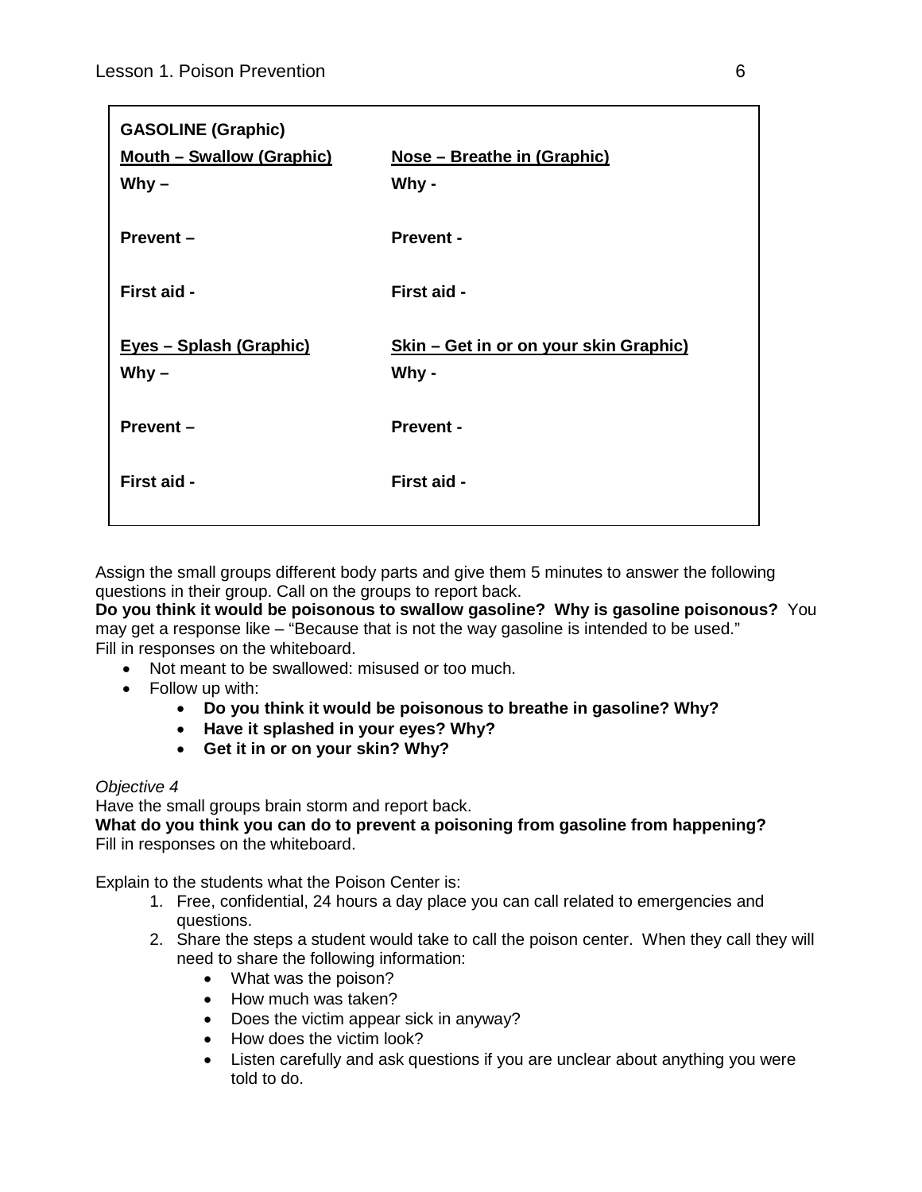| **GASOLINE (Graphic)** | |
|---|---|
| **<u>Mouth – Swallow (Graphic)</u>** | **<u>Nose – Breathe in (Graphic)</u>** |
| **Why –** | **Why -** |
| **Prevent –** | **Prevent -** |
| **First aid -** | **First aid -** |
| **<u>Eyes – Splash (Graphic)</u>** | **<u>Skin – Get in or on your skin Graphic)</u>** |
| **Why –** | **Why -** |
| **Prevent –** | **Prevent -** |
| **First aid -** | **First aid -** |

Assign the small groups different body parts and give them 5 minutes to answer the following questions in their group. Call on the groups to report back.

**Do you think it would be poisonous to swallow gasoline? Why is gasoline poisonous?** You may get a response like – "Because that is not the way gasoline is intended to be used." Fill in responses on the whiteboard.

- Not meant to be swallowed: misused or too much.
- Follow up with:
  - **Do you think it would be poisonous to breathe in gasoline? Why?**
  - **Have it splashed in your eyes? Why?**
  - **Get it in or on your skin? Why?**

*Objective 4*

Have the small groups brain storm and report back.

**What do you think you can do to prevent a poisoning from gasoline from happening?**

Fill in responses on the whiteboard.

Explain to the students what the Poison Center is:

1. Free, confidential, 24 hours a day place you can call related to emergencies and questions.
2. Share the steps a student would take to call the poison center. When they call they will need to share the following information:
   - What was the poison?
   - How much was taken?
   - Does the victim appear sick in anyway?
   - How does the victim look?
   - Listen carefully and ask questions if you are unclear about anything you were told to do.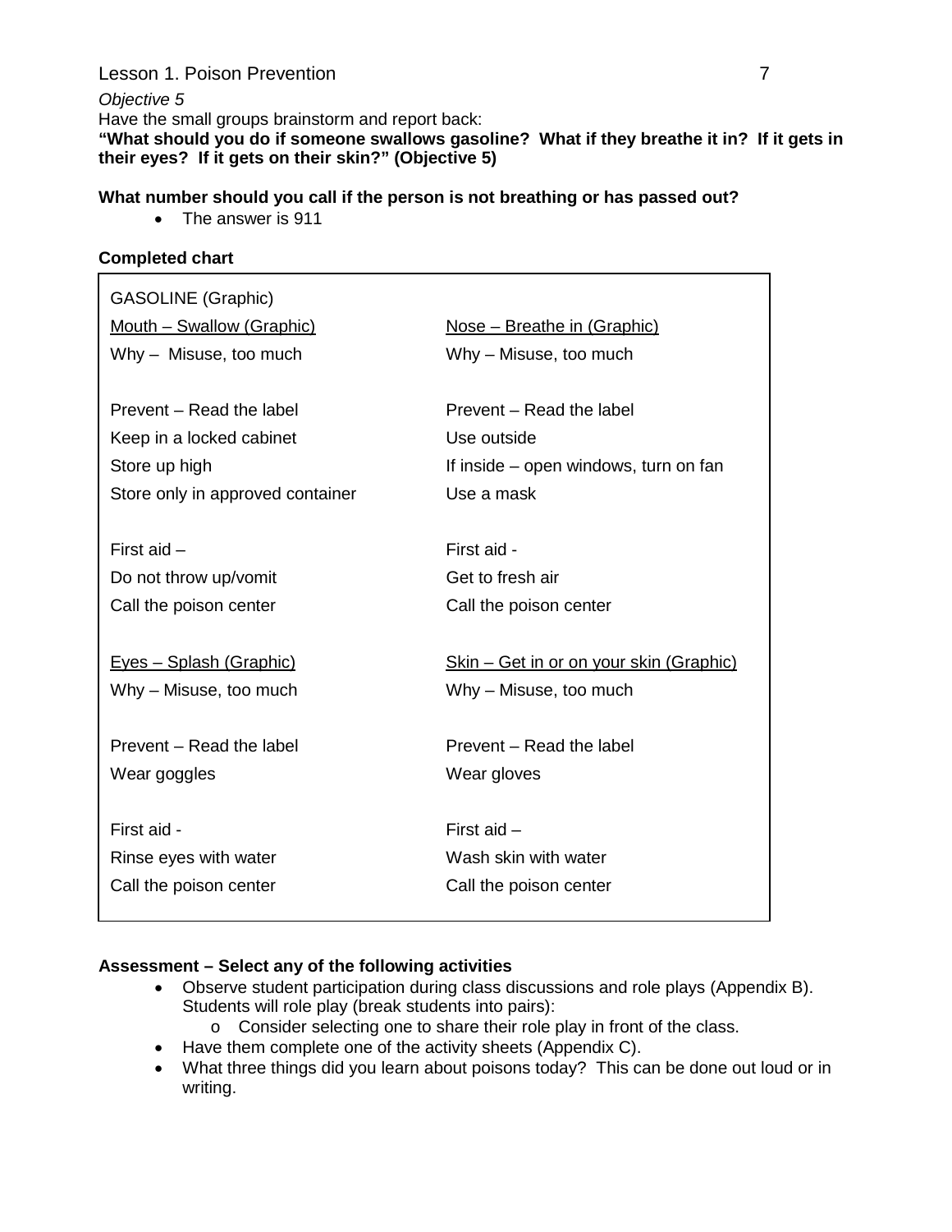*Objective 5*

Have the small groups brainstorm and report back:

**"What should you do if someone swallows gasoline? What if they breathe it in? If it gets in their eyes? If it gets on their skin?" (Objective 5)**

**What number should you call if the person is not breathing or has passed out?**

- The answer is 911

**Completed chart**

GASOLINE (Graphic)

| Mouth – Swallow (Graphic) | Nose – Breathe in (Graphic) |
|---|---|
| Why – Misuse, too much | Why – Misuse, too much |
| | |
| Prevent – Read the label | Prevent – Read the label |
| Keep in a locked cabinet | Use outside |
| Store up high | If inside – open windows, turn on fan |
| Store only in approved container | Use a mask |
| | |
| First aid – | First aid - |
| Do not throw up/vomit | Get to fresh air |
| Call the poison center | Call the poison center |
| | |
| Eyes – Splash (Graphic) | Skin – Get in or on your skin (Graphic) |
| Why – Misuse, too much | Why – Misuse, too much |
| | |
| Prevent – Read the label | Prevent – Read the label |
| Wear goggles | Wear gloves |
| | |
| First aid - | First aid – |
| Rinse eyes with water | Wash skin with water |
| Call the poison center | Call the poison center |

**Assessment – Select any of the following activities**

- Observe student participation during class discussions and role plays (Appendix B). Students will role play (break students into pairs):
  - Consider selecting one to share their role play in front of the class.
- Have them complete one of the activity sheets (Appendix C).
- What three things did you learn about poisons today? This can be done out loud or in writing.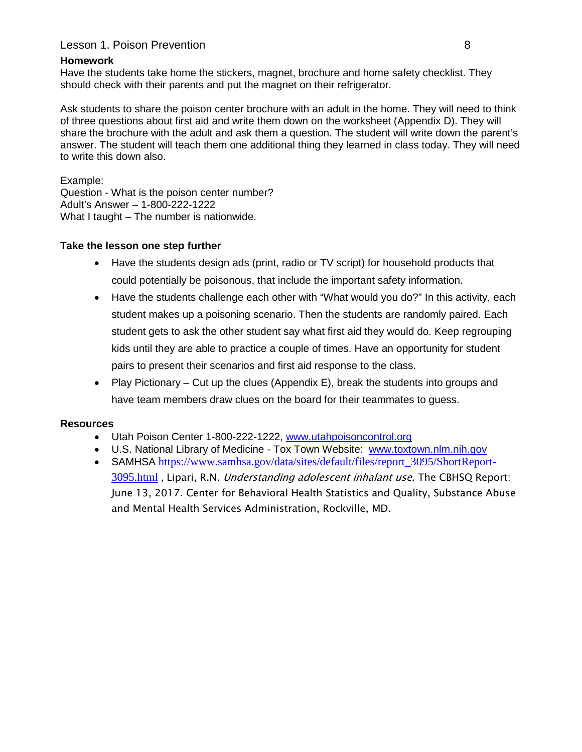**Homework**

Have the students take home the stickers, magnet, brochure and home safety checklist. They should check with their parents and put the magnet on their refrigerator.

Ask students to share the poison center brochure with an adult in the home. They will need to think of three questions about first aid and write them down on the worksheet (Appendix D). They will share the brochure with the adult and ask them a question. The student will write down the parent's answer. The student will teach them one additional thing they learned in class today. They will need to write this down also.

Example:
Question - What is the poison center number?
Adult's Answer – 1-800-222-1222
What I taught – The number is nationwide.

**Take the lesson one step further**

- Have the students design ads (print, radio or TV script) for household products that could potentially be poisonous, that include the important safety information.
- Have the students challenge each other with "What would you do?" In this activity, each student makes up a poisoning scenario. Then the students are randomly paired. Each student gets to ask the other student say what first aid they would do. Keep regrouping kids until they are able to practice a couple of times. Have an opportunity for student pairs to present their scenarios and first aid response to the class.
- Play Pictionary – Cut up the clues (Appendix E), break the students into groups and have team members draw clues on the board for their teammates to guess.

**Resources**

- Utah Poison Center 1-800-222-1222, [www.utahpoisoncontrol.org](http://www.utahpoisoncontrol.org)
- U.S. National Library of Medicine - Tox Town Website: [www.toxtown.nlm.nih.gov](http://www.toxtown.nlm.nih.gov)
- SAMHSA [https://www.samhsa.gov/data/sites/default/files/report_3095/ShortReport-3095.html](https://www.samhsa.gov/data/sites/default/files/report_3095/ShortReport-3095.html) , Lipari, R.N. *Understanding adolescent inhalant use.* The CBHSQ Report: June 13, 2017. Center for Behavioral Health Statistics and Quality, Substance Abuse and Mental Health Services Administration, Rockville, MD.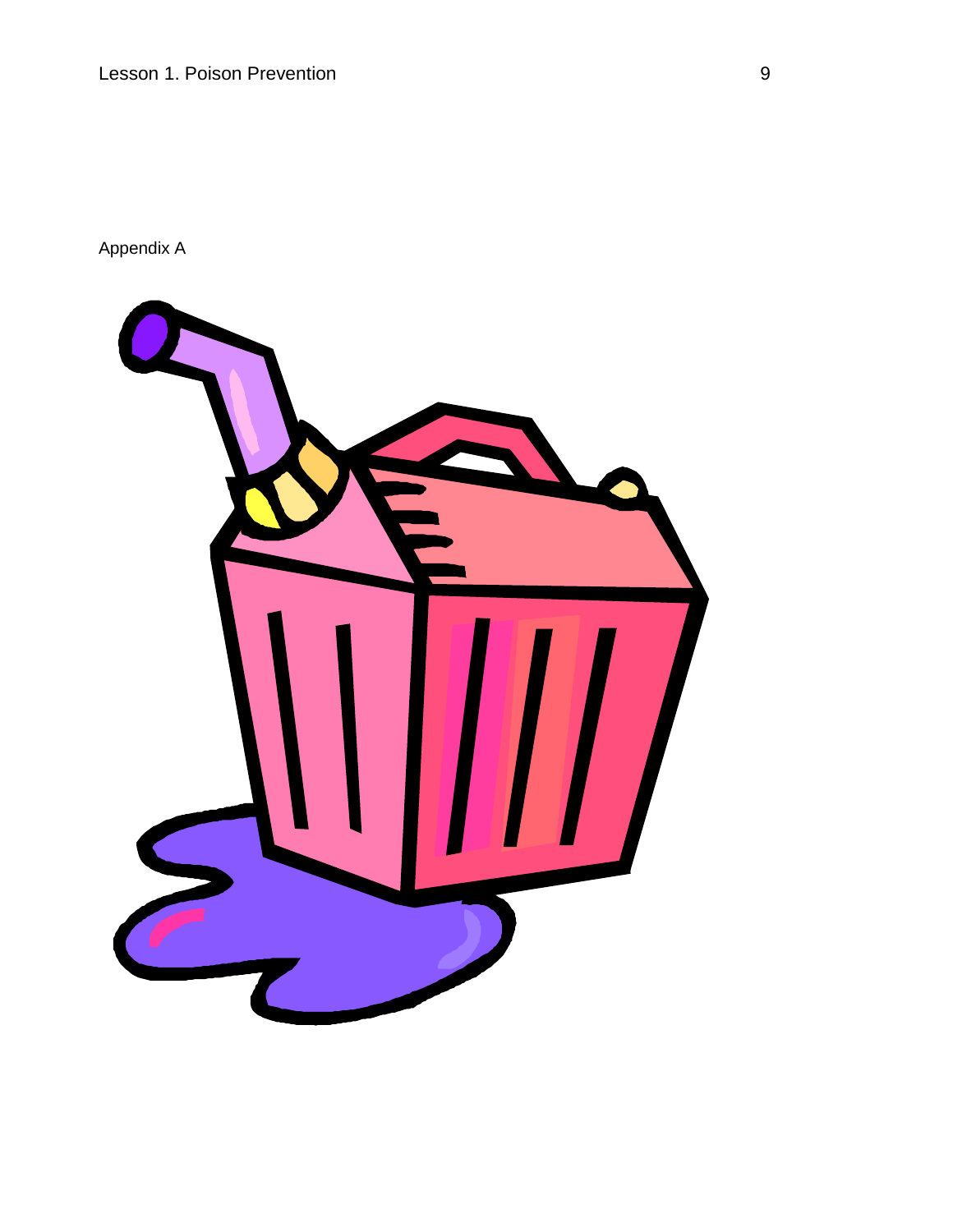Appendix A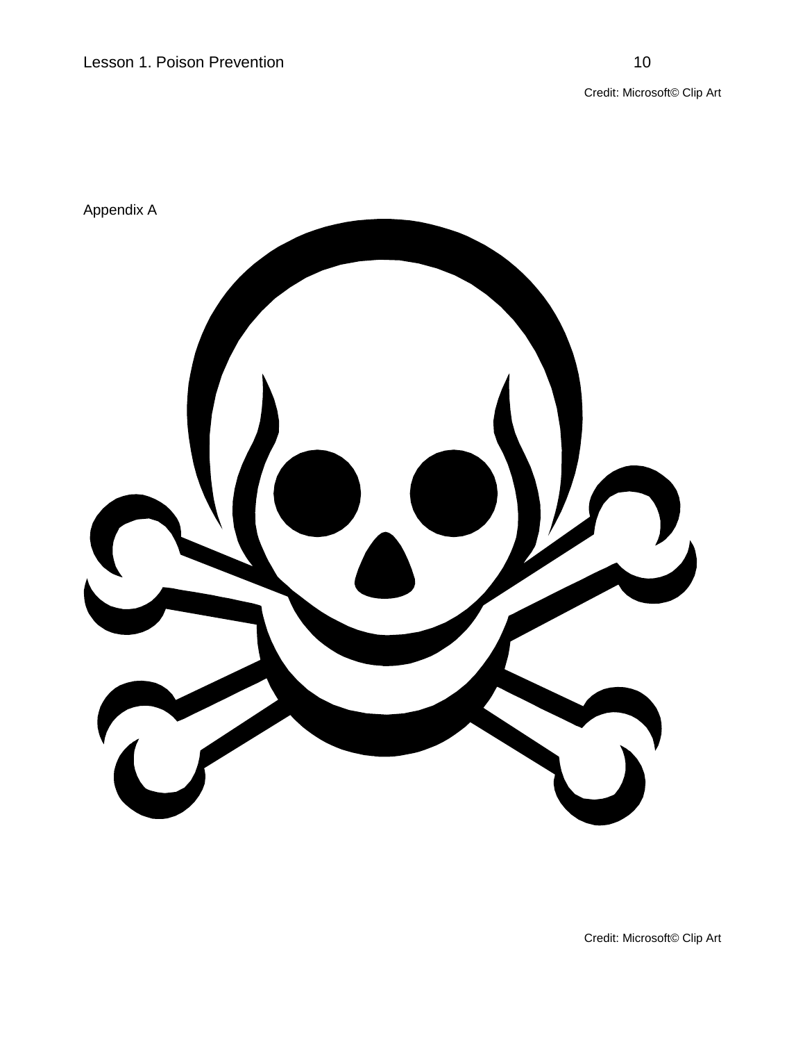Credit: Microsoft© Clip Art

Appendix A

Credit: Microsoft© Clip Art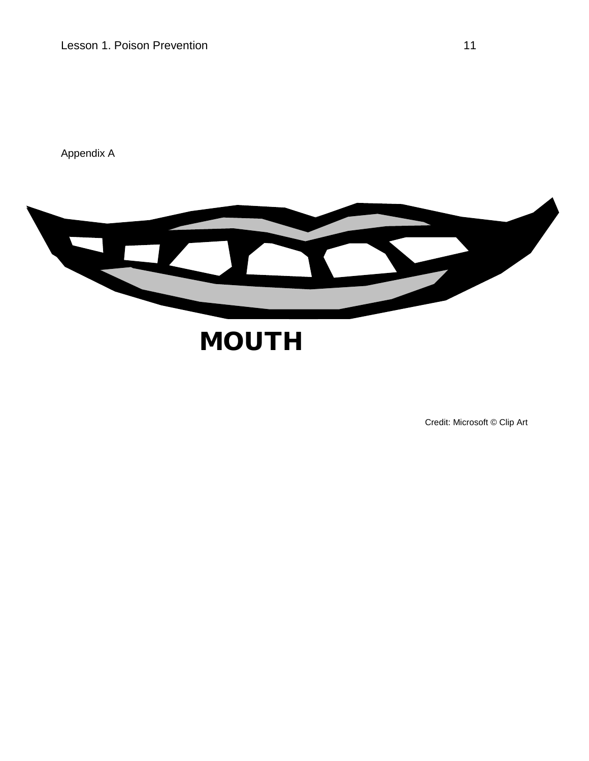Appendix A

**MOUTH**

Credit: Microsoft © Clip Art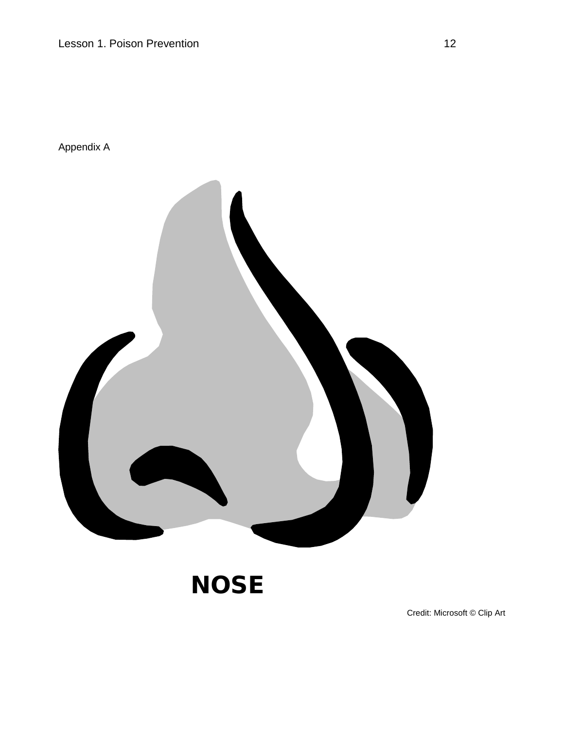Appendix A

**NOSE**

Credit: Microsoft © Clip Art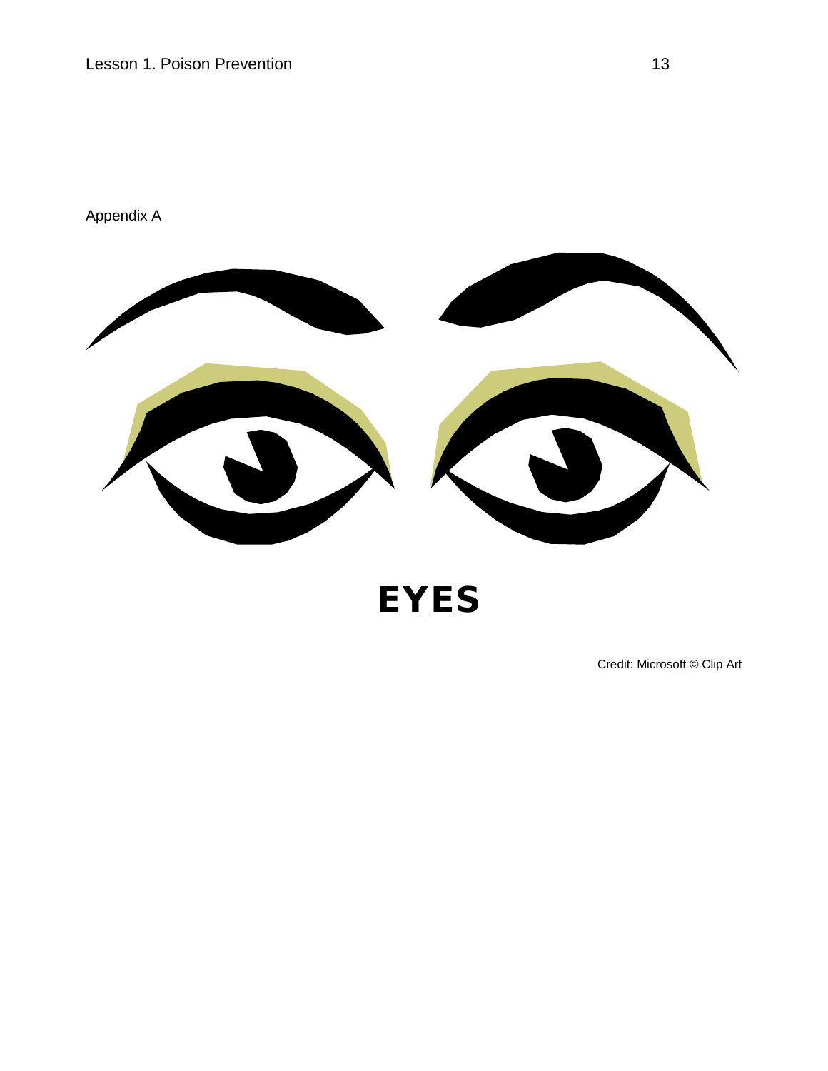Appendix A

EYES

Credit: Microsoft © Clip Art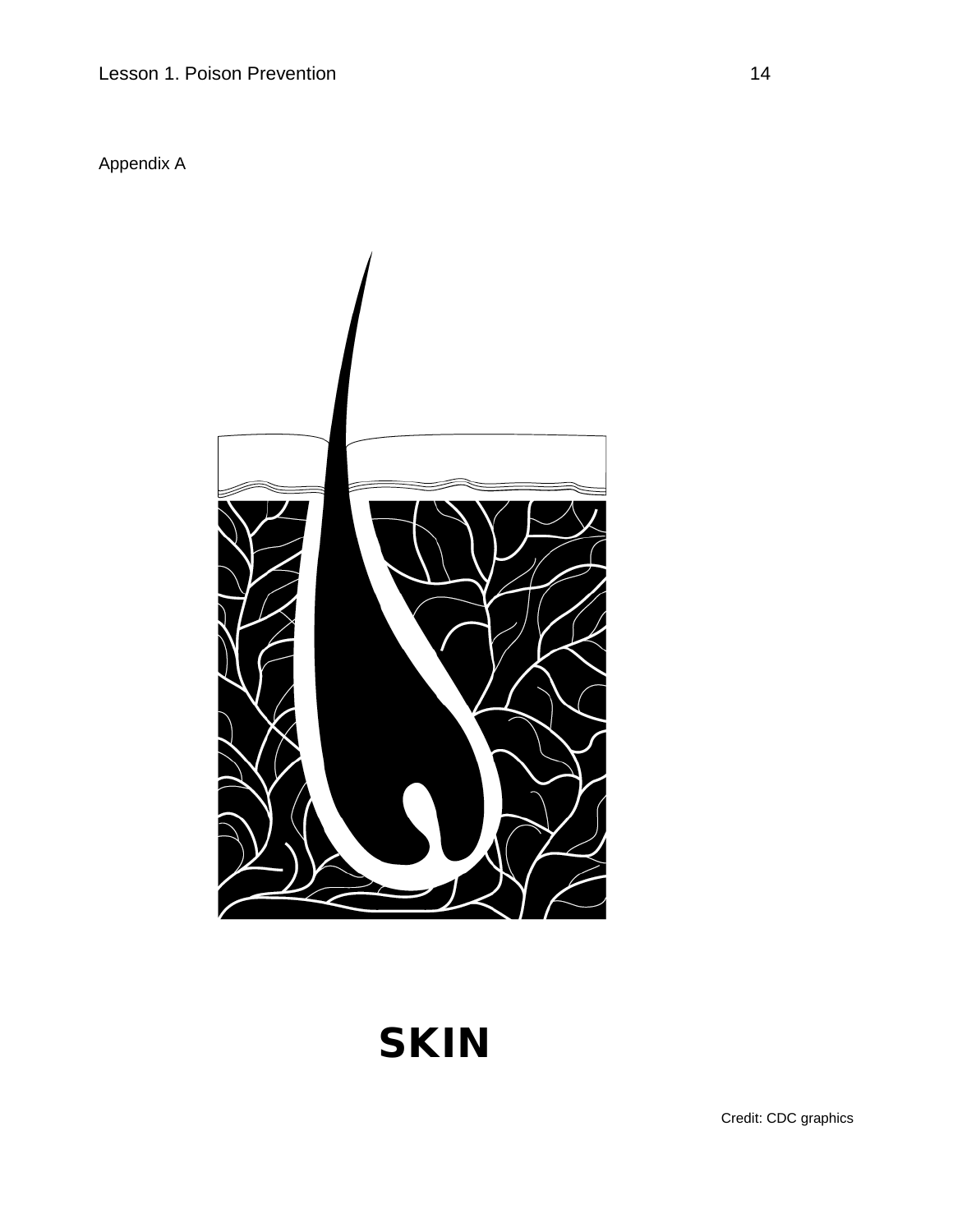Appendix A

**SKIN**

Credit: CDC graphics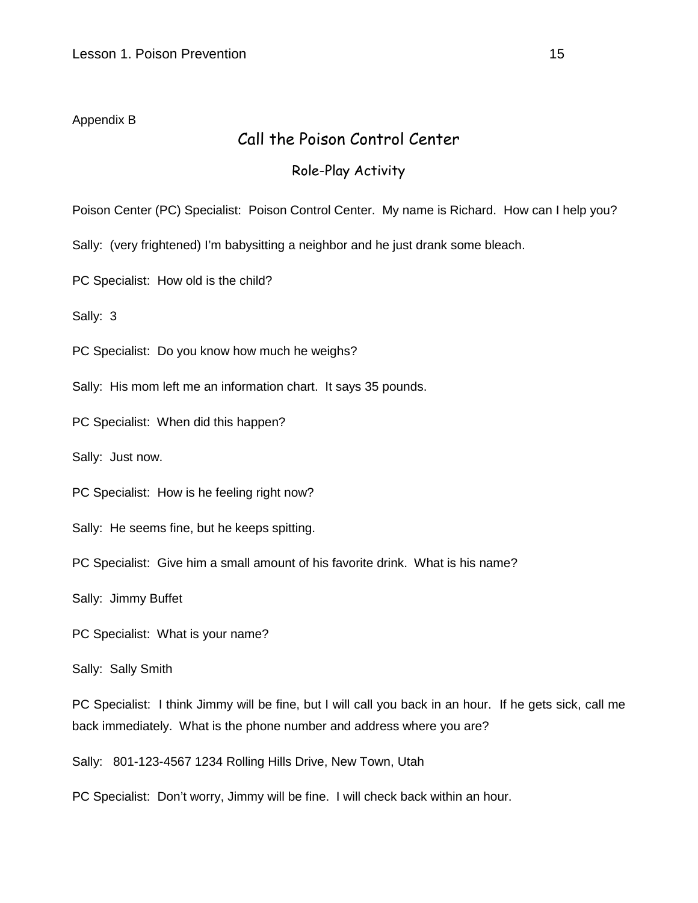Appendix B

# Call the Poison Control Center

## Role-Play Activity

Poison Center (PC) Specialist: Poison Control Center. My name is Richard. How can I help you?

Sally: (very frightened) I'm babysitting a neighbor and he just drank some bleach.

PC Specialist: How old is the child?

Sally: 3

PC Specialist: Do you know how much he weighs?

Sally: His mom left me an information chart. It says 35 pounds.

PC Specialist: When did this happen?

Sally: Just now.

PC Specialist: How is he feeling right now?

Sally: He seems fine, but he keeps spitting.

PC Specialist: Give him a small amount of his favorite drink. What is his name?

Sally: Jimmy Buffet

PC Specialist: What is your name?

Sally: Sally Smith

PC Specialist: I think Jimmy will be fine, but I will call you back in an hour. If he gets sick, call me back immediately. What is the phone number and address where you are?

Sally: 801-123-4567 1234 Rolling Hills Drive, New Town, Utah

PC Specialist: Don't worry, Jimmy will be fine. I will check back within an hour.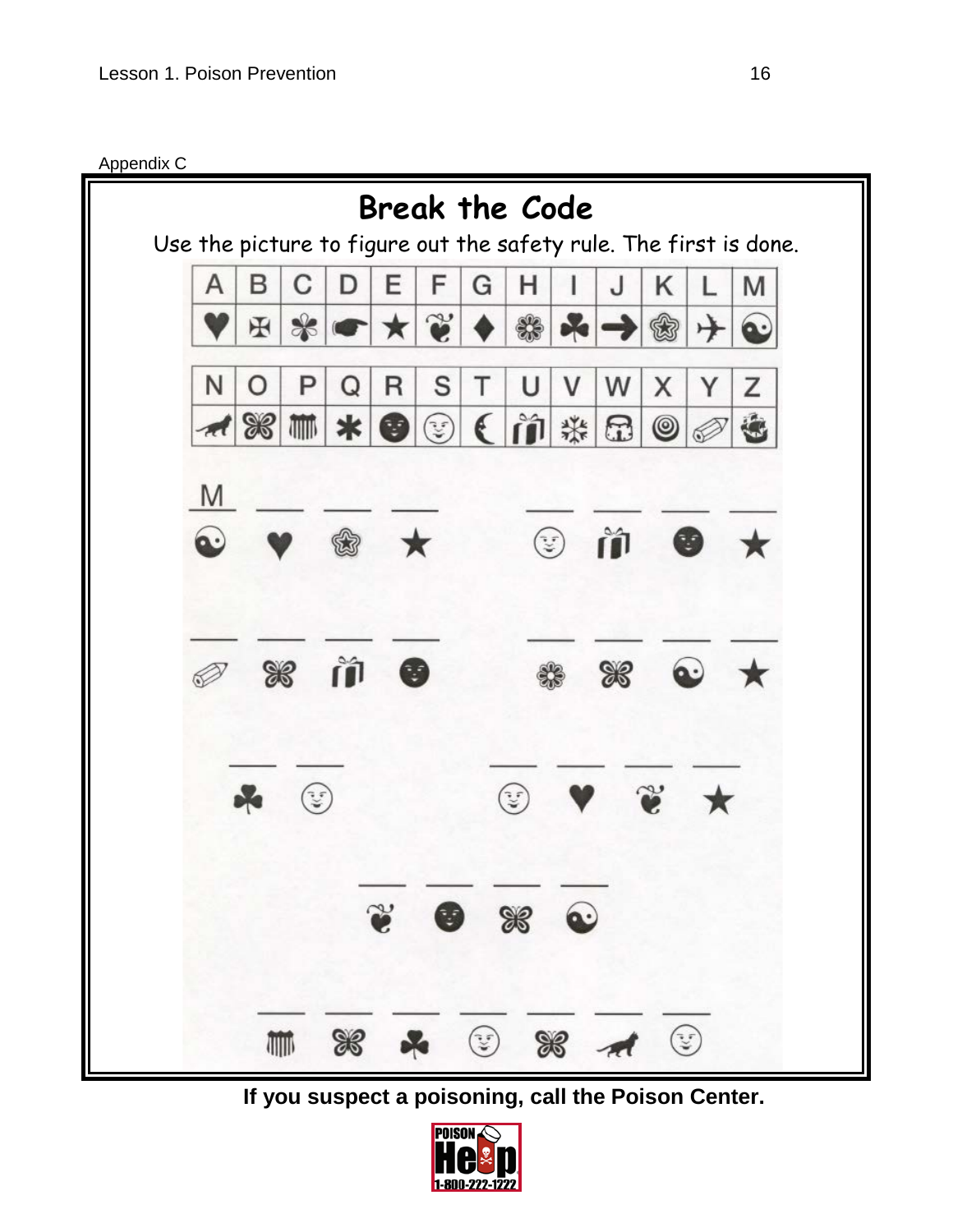Appendix C

# Break the Code

Use the picture to figure out the safety rule. The first is done.

| A | B | C | D | E | F | G | H | I | J | K | L | M |
|---|---|---|---|---|---|---|---|---|---|---|---|---|
| ♥ | ✠ | ✾ | ☛ | ★ | ❦ | ♦ | ❁ | ♣ | ➔ | ✪ | ✈ | ☯ |

| N | O | P | Q | R | S | T | U | V | W | X | Y | Z |
|---|---|---|---|---|---|---|---|---|---|---|---|---|
| 🐈 | ⌘ | ▥ | ✱ | ☻ | ☺ | ☾ | 🎁 | ❄ | ☖ | ◎ | ✏ | ⛴ |

M \_\_\_ \_\_\_ \_\_\_&nbsp;&nbsp;&nbsp;&nbsp;\_\_\_ \_\_\_ \_\_\_ \_\_\_

☯ ♥ ✪ ★&nbsp;&nbsp;&nbsp;&nbsp;☺ 🎁 ☻ ★

\_\_\_ \_\_\_ \_\_\_ \_\_\_&nbsp;&nbsp;&nbsp;&nbsp;\_\_\_ \_\_\_ \_\_\_ \_\_\_

✏ ⌘ 🎁 ☻&nbsp;&nbsp;&nbsp;&nbsp;❁ ⌘ ☯ ★

\_\_\_ \_\_\_&nbsp;&nbsp;&nbsp;&nbsp;\_\_\_ \_\_\_ \_\_\_ \_\_\_

♣ ☺&nbsp;&nbsp;&nbsp;&nbsp;☺ ♥ ❦ ★

\_\_\_ \_\_\_ \_\_\_ \_\_\_

❦ ☻ ⌘ ☯

\_\_\_ \_\_\_ \_\_\_ \_\_\_ \_\_\_ \_\_\_ \_\_\_

▥ ⌘ ♣ ☺ ⌘ 🐈 ☺

**If you suspect a poisoning, call the Poison Center.**

POISON Help 1-800-222-1222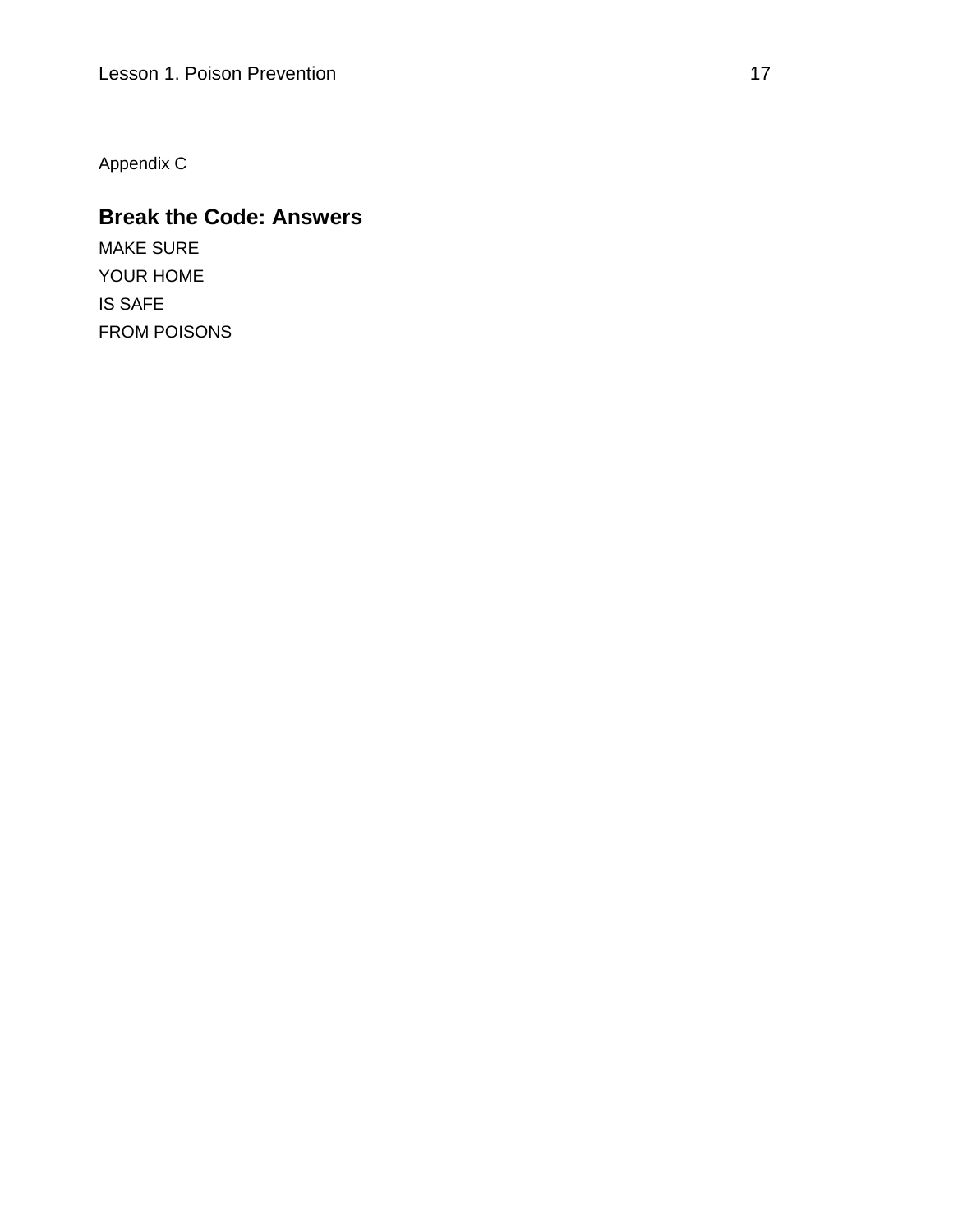Appendix C

## Break the Code: Answers

MAKE SURE

YOUR HOME

IS SAFE

FROM POISONS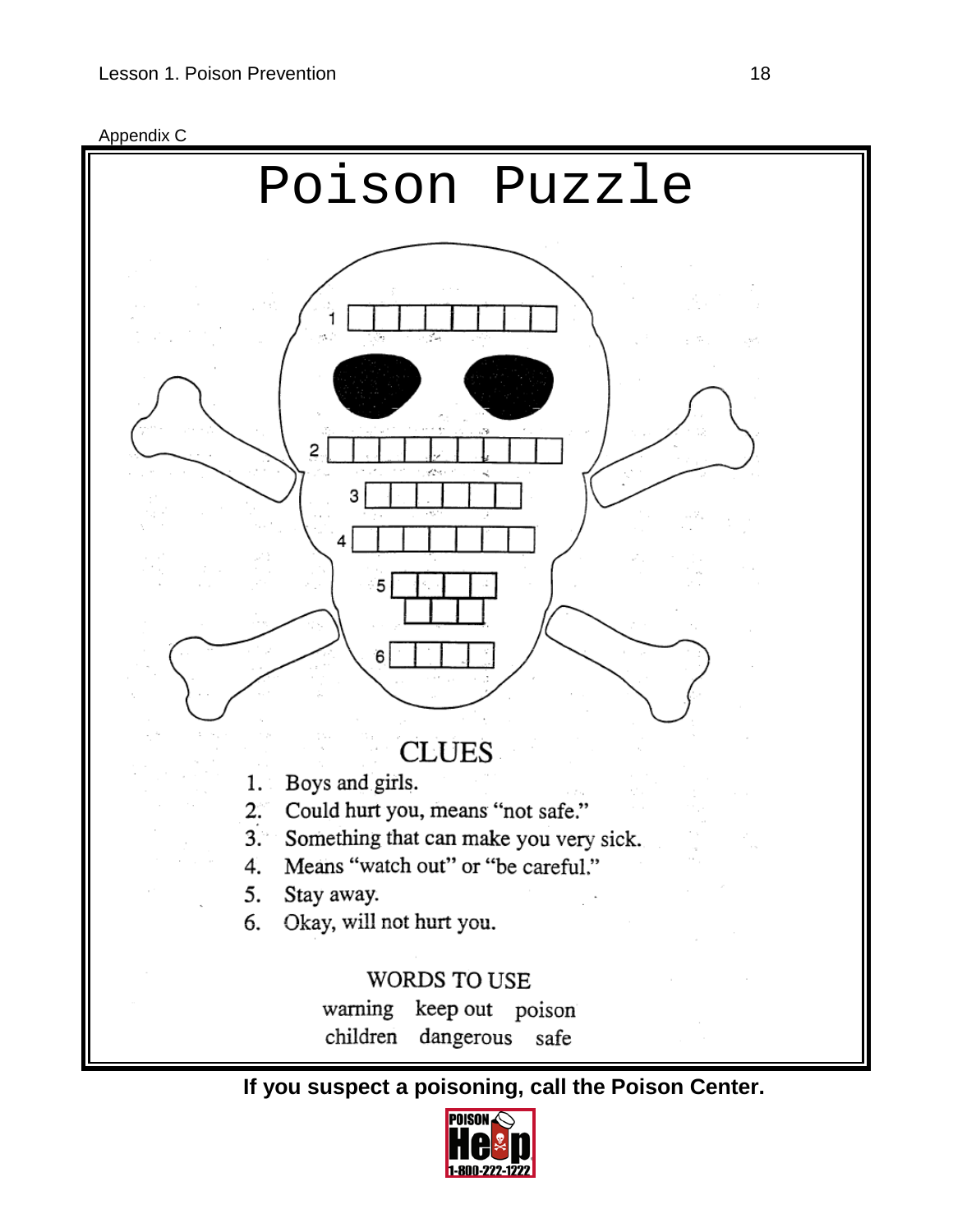Appendix C

# Poison Puzzle

1

2

3

4

5

6

## CLUES

1. Boys and girls.
2. Could hurt you, means "not safe."
3. Something that can make you very sick.
4. Means "watch out" or "be careful."
5. Stay away.
6. Okay, will not hurt you.

### WORDS TO USE

warning keep out poison
children dangerous safe

**If you suspect a poisoning, call the Poison Center.**

POISON Help 1-800-222-1222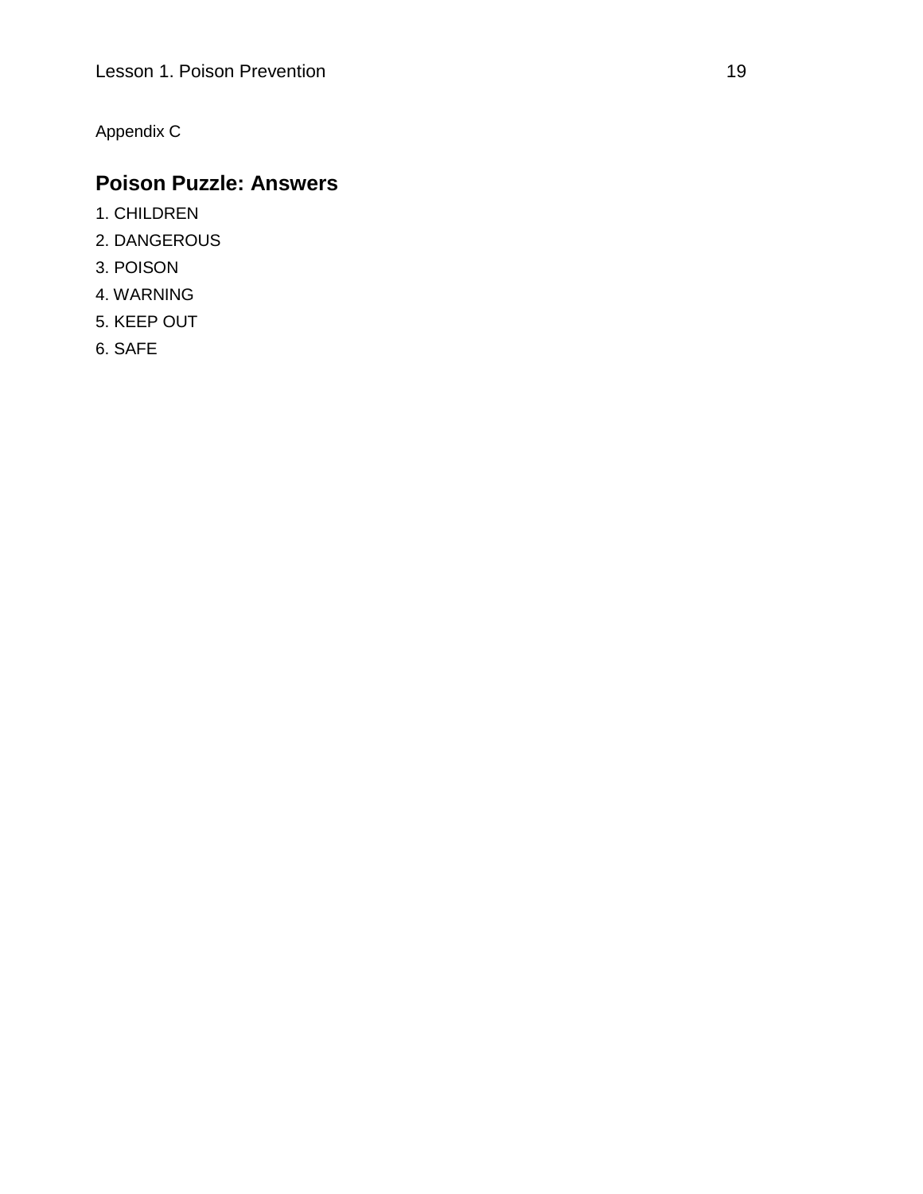Appendix C

## Poison Puzzle: Answers

1. CHILDREN
2. DANGEROUS
3. POISON
4. WARNING
5. KEEP OUT
6. SAFE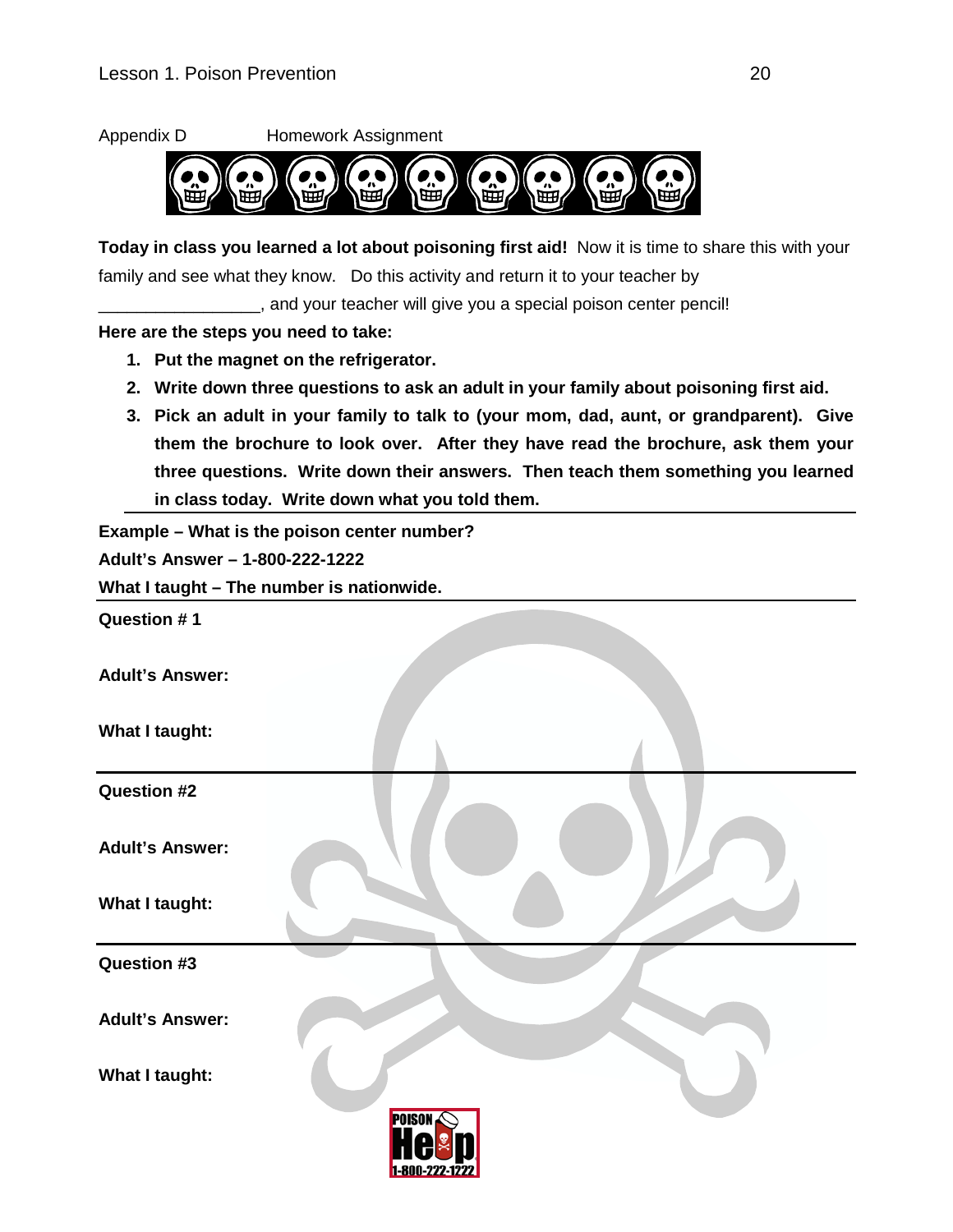Appendix D Homework Assignment

**Today in class you learned a lot about poisoning first aid!** Now it is time to share this with your family and see what they know. Do this activity and return it to your teacher by _________________, and your teacher will give you a special poison center pencil!

**Here are the steps you need to take:**

1. **Put the magnet on the refrigerator.**
2. **Write down three questions to ask an adult in your family about poisoning first aid.**
3. **Pick an adult in your family to talk to (your mom, dad, aunt, or grandparent). Give them the brochure to look over. After they have read the brochure, ask them your three questions. Write down their answers. Then teach them something you learned in class today. Write down what you told them.**

---

**Example – What is the poison center number?**

**Adult's Answer – 1-800-222-1222**

**What I taught – The number is nationwide.**

---

**Question # 1**

**Adult's Answer:**

**What I taught:**

---

**Question #2**

**Adult's Answer:**

**What I taught:**

---

**Question #3**

**Adult's Answer:**

**What I taught:**

POISON Help 1-800-222-1222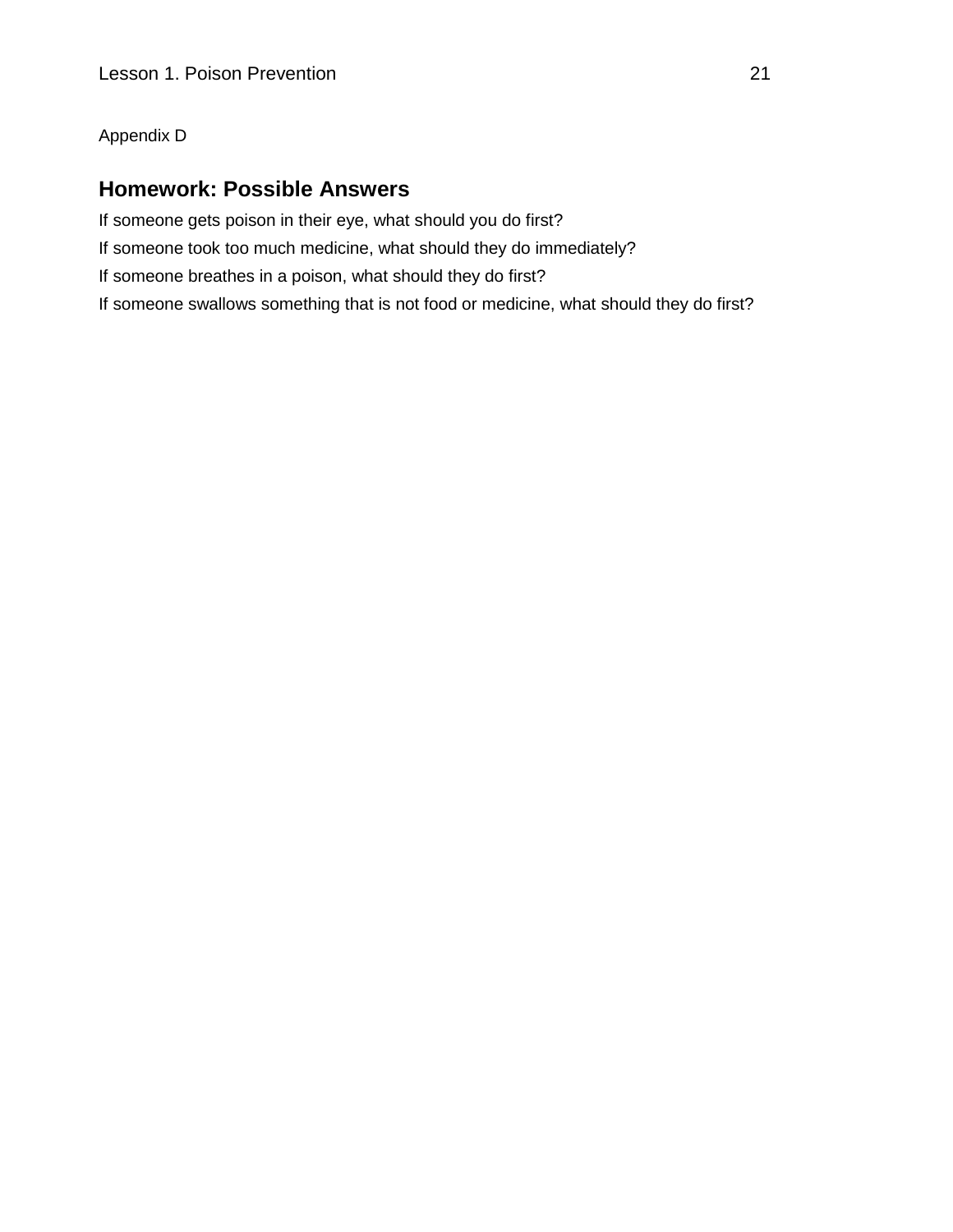Appendix D

## Homework: Possible Answers

If someone gets poison in their eye, what should you do first?

If someone took too much medicine, what should they do immediately?

If someone breathes in a poison, what should they do first?

If someone swallows something that is not food or medicine, what should they do first?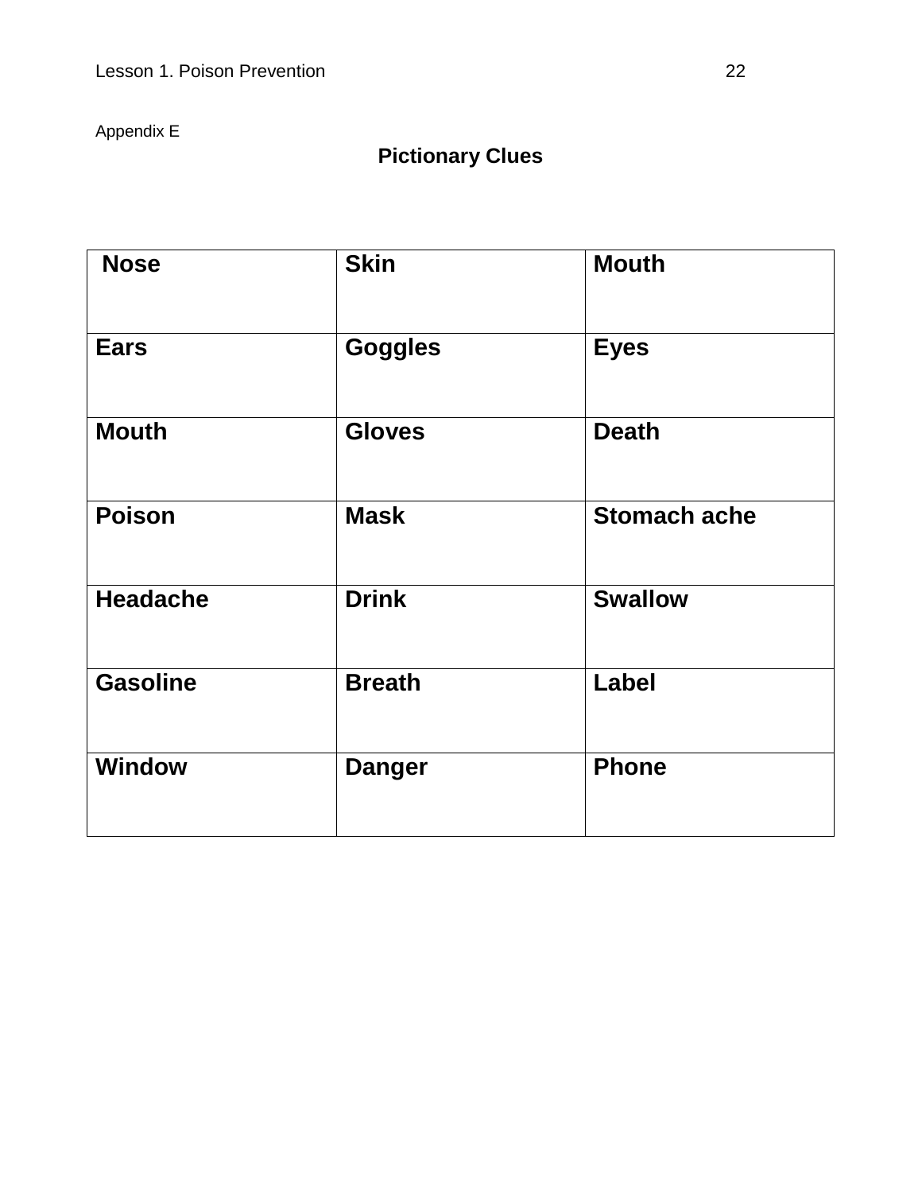Appendix E

## Pictionary Clues

| | | |
|---|---|---|
| **Nose** | **Skin** | **Mouth** |
| **Ears** | **Goggles** | **Eyes** |
| **Mouth** | **Gloves** | **Death** |
| **Poison** | **Mask** | **Stomach ache** |
| **Headache** | **Drink** | **Swallow** |
| **Gasoline** | **Breath** | **Label** |
| **Window** | **Danger** | **Phone** |